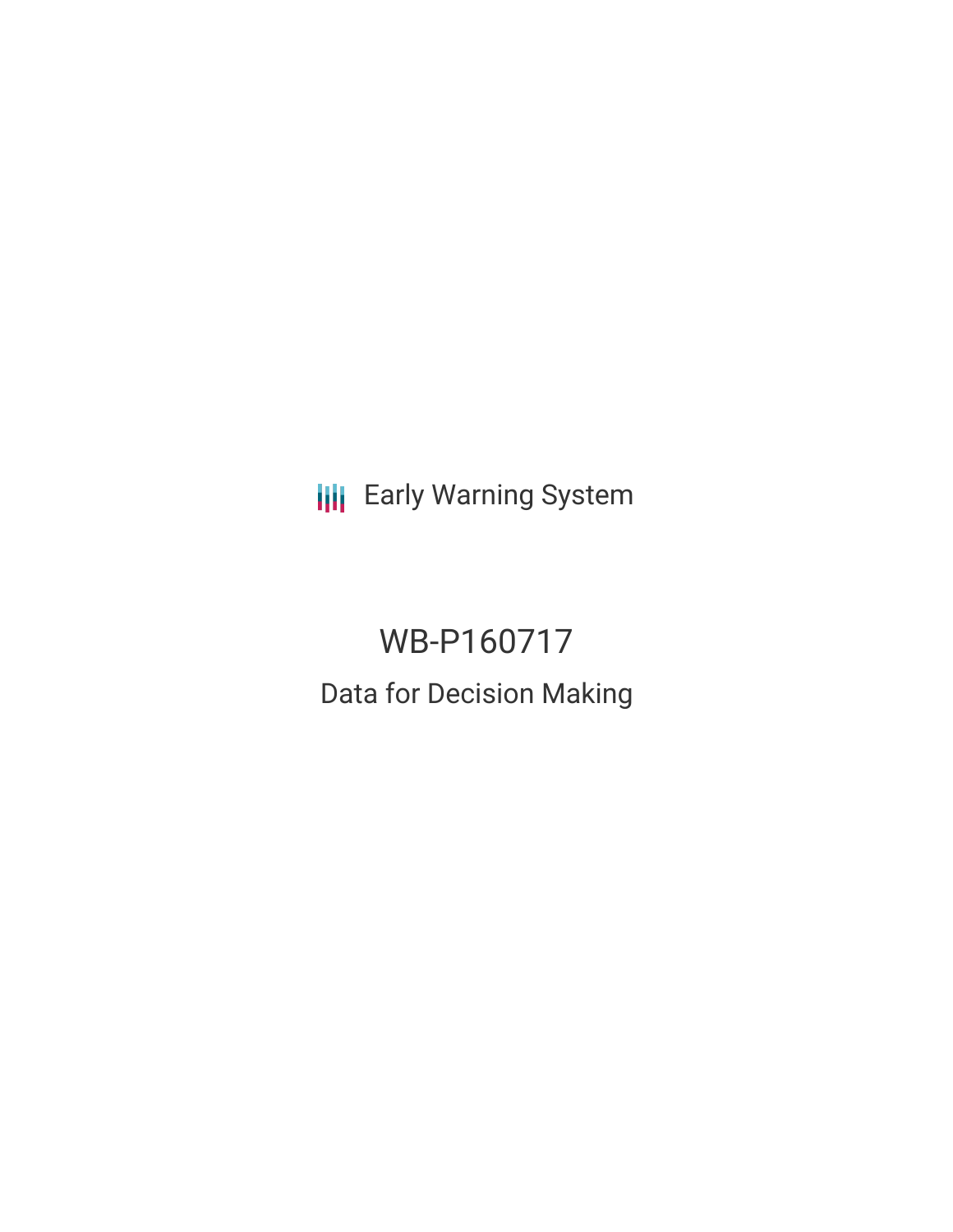Early Warning System

# WB-P160717

## Data for Decision Making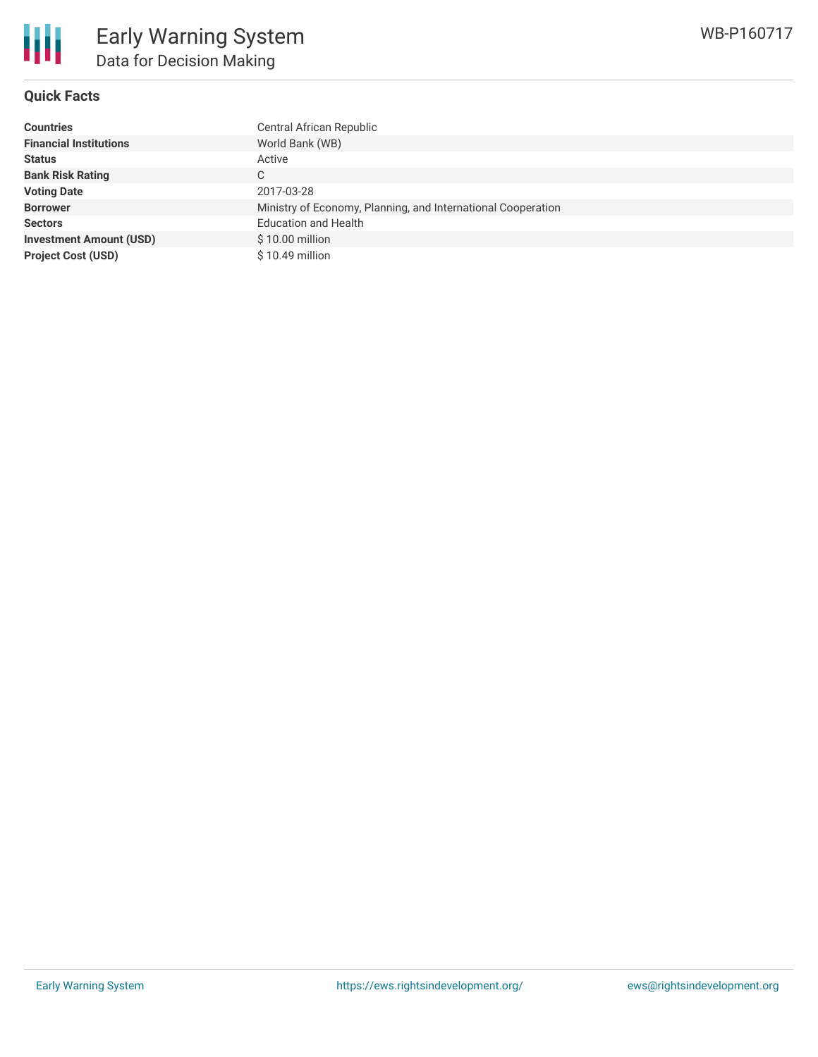## Quick Facts

| | |
|---|---|
| **Countries** | Central African Republic |
| **Financial Institutions** | World Bank (WB) |
| **Status** | Active |
| **Bank Risk Rating** | C |
| **Voting Date** | 2017-03-28 |
| **Borrower** | Ministry of Economy, Planning, and International Cooperation |
| **Sectors** | Education and Health |
| **Investment Amount (USD)** | $ 10.00 million |
| **Project Cost (USD)** | $ 10.49 million |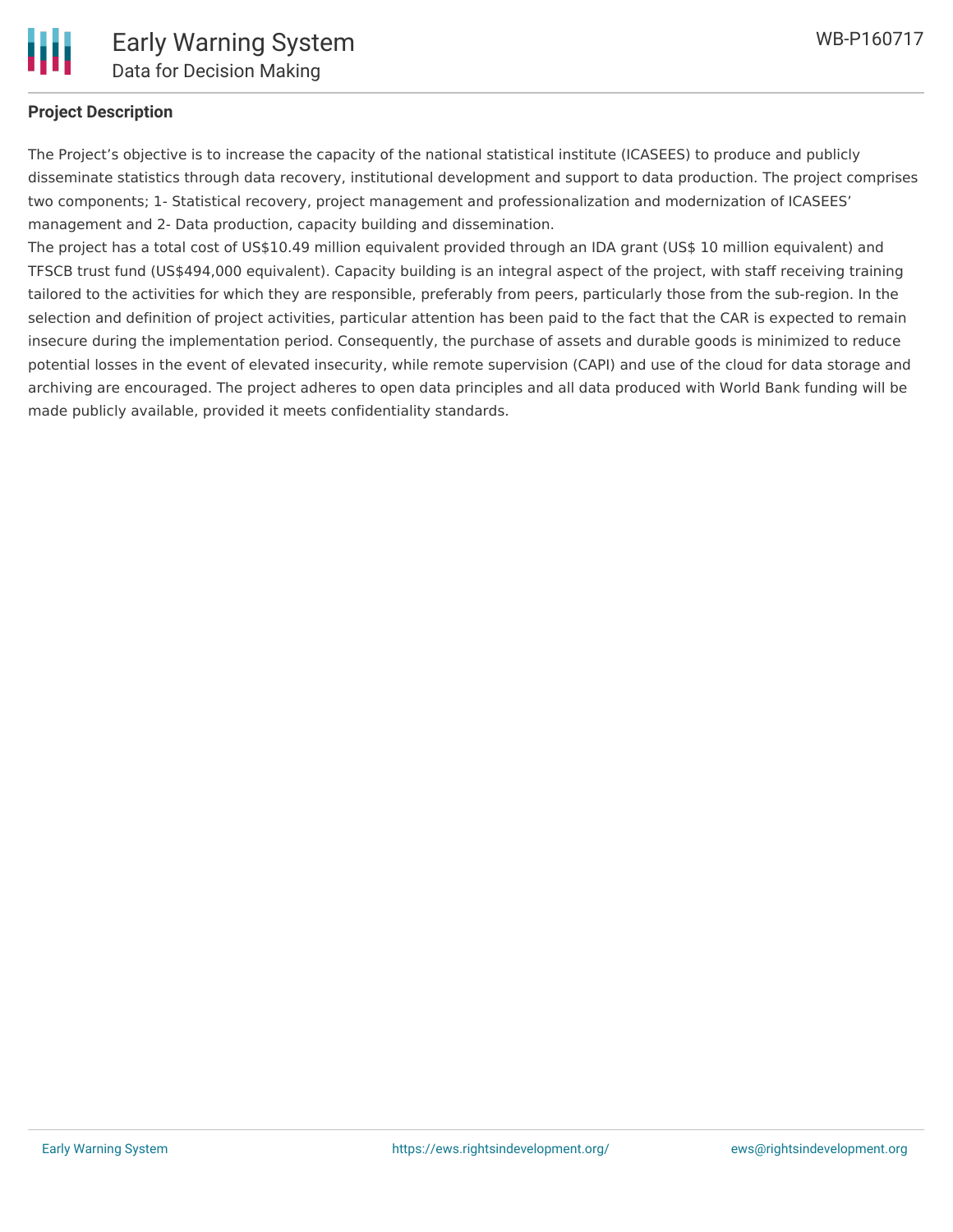**Project Description**

The Project’s objective is to increase the capacity of the national statistical institute (ICASEES) to produce and publicly disseminate statistics through data recovery, institutional development and support to data production. The project comprises two components; 1- Statistical recovery, project management and professionalization and modernization of ICASEES’ management and 2- Data production, capacity building and dissemination.

The project has a total cost of US$10.49 million equivalent provided through an IDA grant (US$ 10 million equivalent) and TFSCB trust fund (US$494,000 equivalent). Capacity building is an integral aspect of the project, with staff receiving training tailored to the activities for which they are responsible, preferably from peers, particularly those from the sub-region. In the selection and definition of project activities, particular attention has been paid to the fact that the CAR is expected to remain insecure during the implementation period. Consequently, the purchase of assets and durable goods is minimized to reduce potential losses in the event of elevated insecurity, while remote supervision (CAPI) and use of the cloud for data storage and archiving are encouraged. The project adheres to open data principles and all data produced with World Bank funding will be made publicly available, provided it meets confidentiality standards.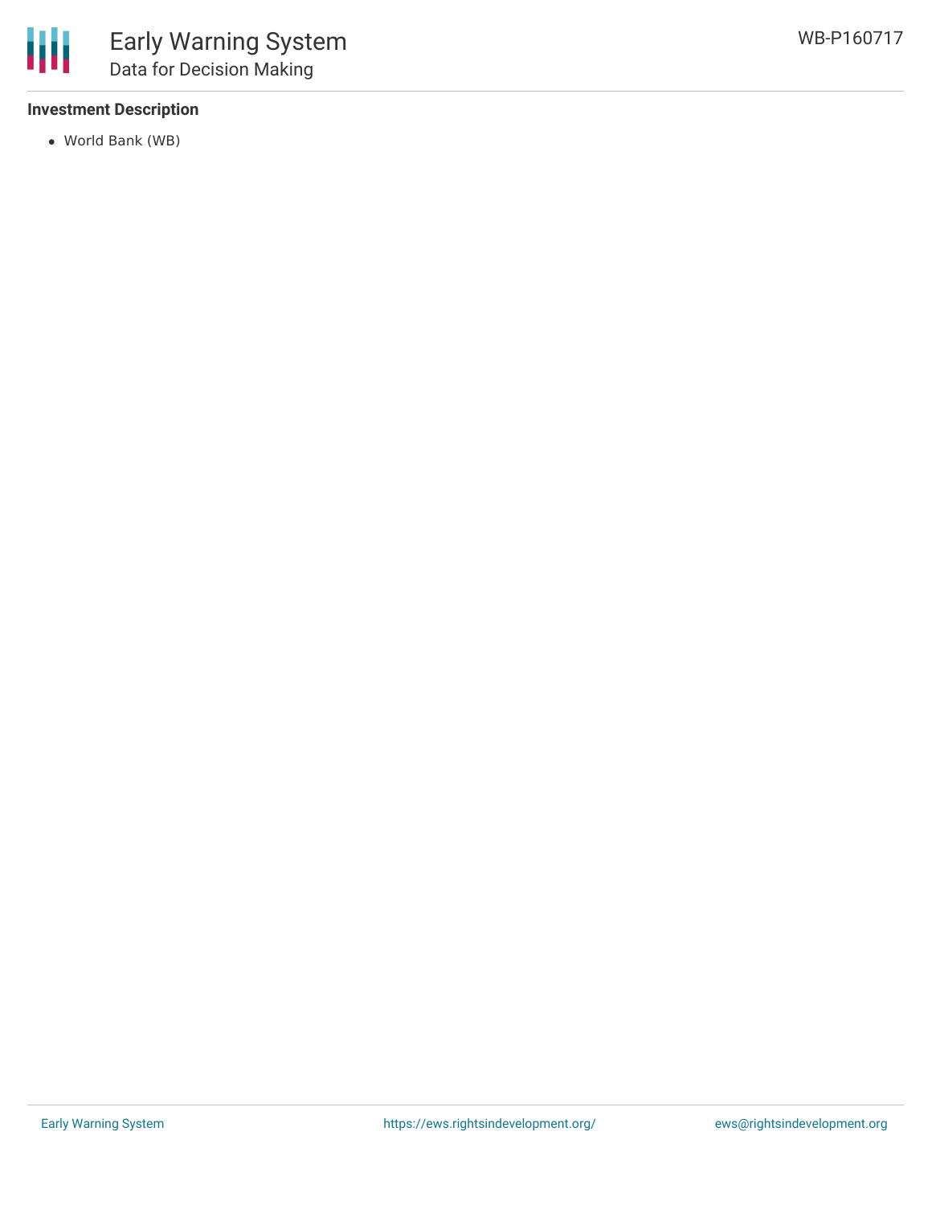**Investment Description**

- World Bank (WB)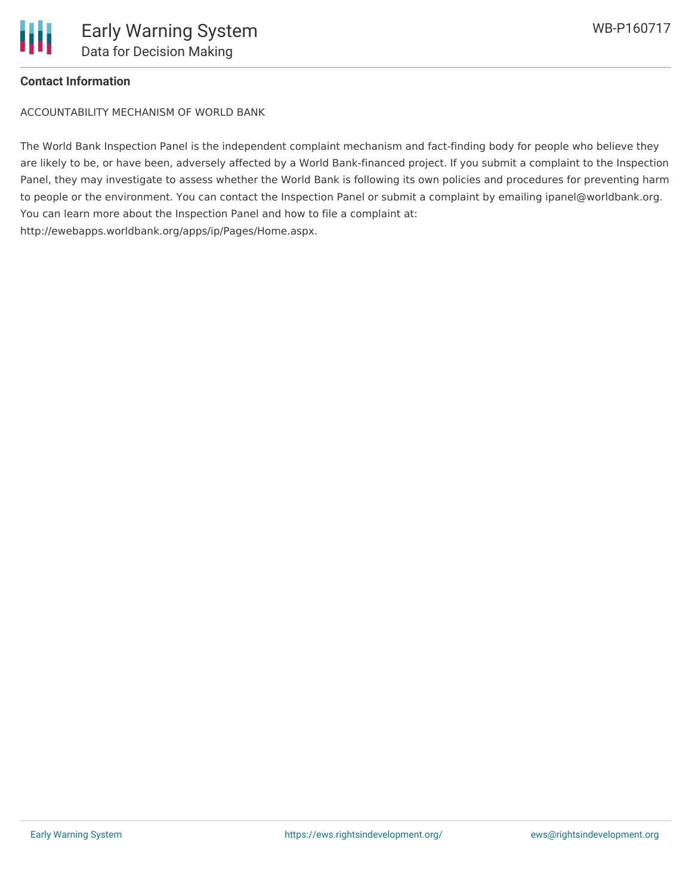**Contact Information**

ACCOUNTABILITY MECHANISM OF WORLD BANK

The World Bank Inspection Panel is the independent complaint mechanism and fact-finding body for people who believe they are likely to be, or have been, adversely affected by a World Bank-financed project. If you submit a complaint to the Inspection Panel, they may investigate to assess whether the World Bank is following its own policies and procedures for preventing harm to people or the environment. You can contact the Inspection Panel or submit a complaint by emailing ipanel@worldbank.org. You can learn more about the Inspection Panel and how to file a complaint at: http://ewebapps.worldbank.org/apps/ip/Pages/Home.aspx.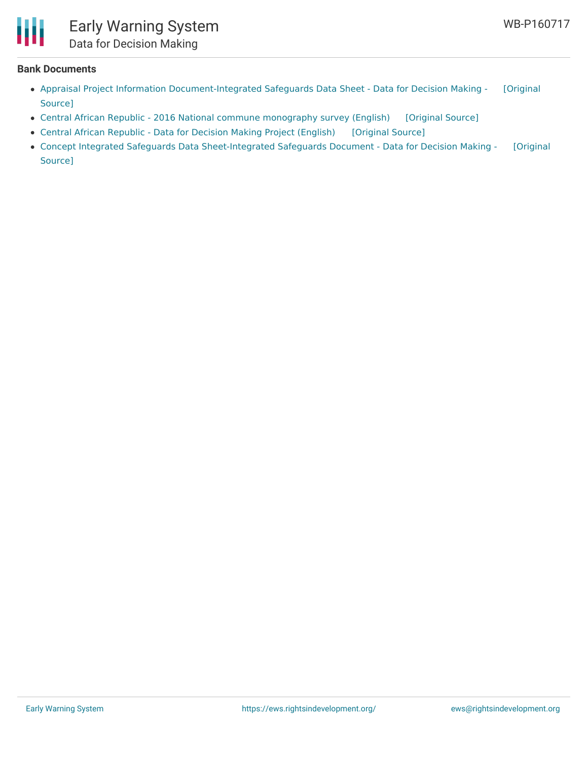**Bank Documents**

- Appraisal Project Information Document-Integrated Safeguards Data Sheet - Data for Decision Making - [Original Source]
- Central African Republic - 2016 National commune monography survey (English) [Original Source]
- Central African Republic - Data for Decision Making Project (English) [Original Source]
- Concept Integrated Safeguards Data Sheet-Integrated Safeguards Document - Data for Decision Making - [Original Source]